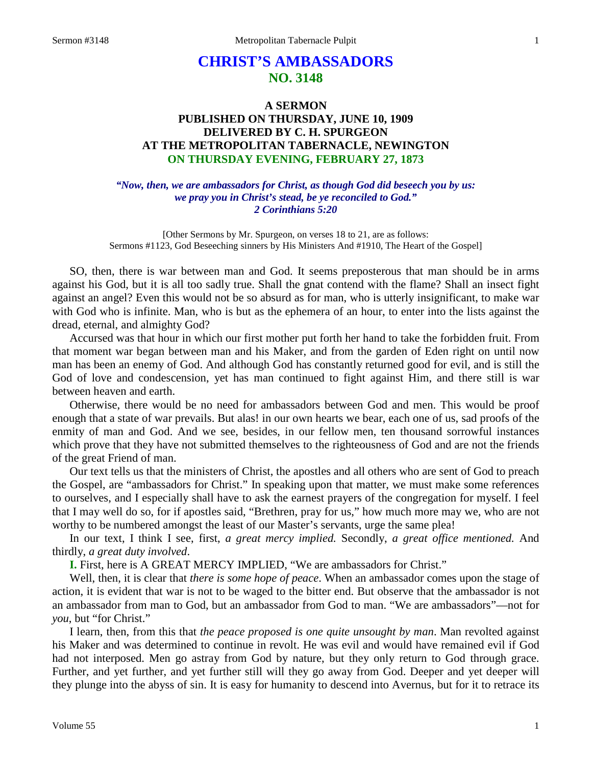# CHRIST'S AMBASSADORS
## NO. 3148

### A SERMON
### PUBLISHED ON THURSDAY, JUNE 10, 1909
### DELIVERED BY C. H. SPURGEON
### AT THE METROPOLITAN TABERNACLE, NEWINGTON
### ON THURSDAY EVENING, FEBRUARY 27, 1873

*"Now, then, we are ambassadors for Christ, as though God did beseech you by us: we pray you in Christ's stead, be ye reconciled to God." 2 Corinthians 5:20*

[Other Sermons by Mr. Spurgeon, on verses 18 to 21, are as follows: Sermons #1123, God Beseeching sinners by His Ministers And #1910, The Heart of the Gospel]

SO, then, there is war between man and God. It seems preposterous that man should be in arms against his God, but it is all too sadly true. Shall the gnat contend with the flame? Shall an insect fight against an angel? Even this would not be so absurd as for man, who is utterly insignificant, to make war with God who is infinite. Man, who is but as the ephemera of an hour, to enter into the lists against the dread, eternal, and almighty God?

Accursed was that hour in which our first mother put forth her hand to take the forbidden fruit. From that moment war began between man and his Maker, and from the garden of Eden right on until now man has been an enemy of God. And although God has constantly returned good for evil, and is still the God of love and condescension, yet has man continued to fight against Him, and there still is war between heaven and earth.

Otherwise, there would be no need for ambassadors between God and men. This would be proof enough that a state of war prevails. But alas! in our own hearts we bear, each one of us, sad proofs of the enmity of man and God. And we see, besides, in our fellow men, ten thousand sorrowful instances which prove that they have not submitted themselves to the righteousness of God and are not the friends of the great Friend of man.

Our text tells us that the ministers of Christ, the apostles and all others who are sent of God to preach the Gospel, are "ambassadors for Christ." In speaking upon that matter, we must make some references to ourselves, and I especially shall have to ask the earnest prayers of the congregation for myself. I feel that I may well do so, for if apostles said, "Brethren, pray for us," how much more may we, who are not worthy to be numbered amongst the least of our Master's servants, urge the same plea!

In our text, I think I see, first, *a great mercy implied.* Secondly, *a great office mentioned.* And thirdly, *a great duty involved*.

**I.** First, here is A GREAT MERCY IMPLIED, "We are ambassadors for Christ."

Well, then, it is clear that *there is some hope of peace*. When an ambassador comes upon the stage of action, it is evident that war is not to be waged to the bitter end. But observe that the ambassador is not an ambassador from man to God, but an ambassador from God to man. "We are ambassadors"—not for *you*, but "for Christ."

I learn, then, from this that *the peace proposed is one quite unsought by man*. Man revolted against his Maker and was determined to continue in revolt. He was evil and would have remained evil if God had not interposed. Men go astray from God by nature, but they only return to God through grace. Further, and yet further, and yet further still will they go away from God. Deeper and yet deeper will they plunge into the abyss of sin. It is easy for humanity to descend into Avernus, but for it to retrace its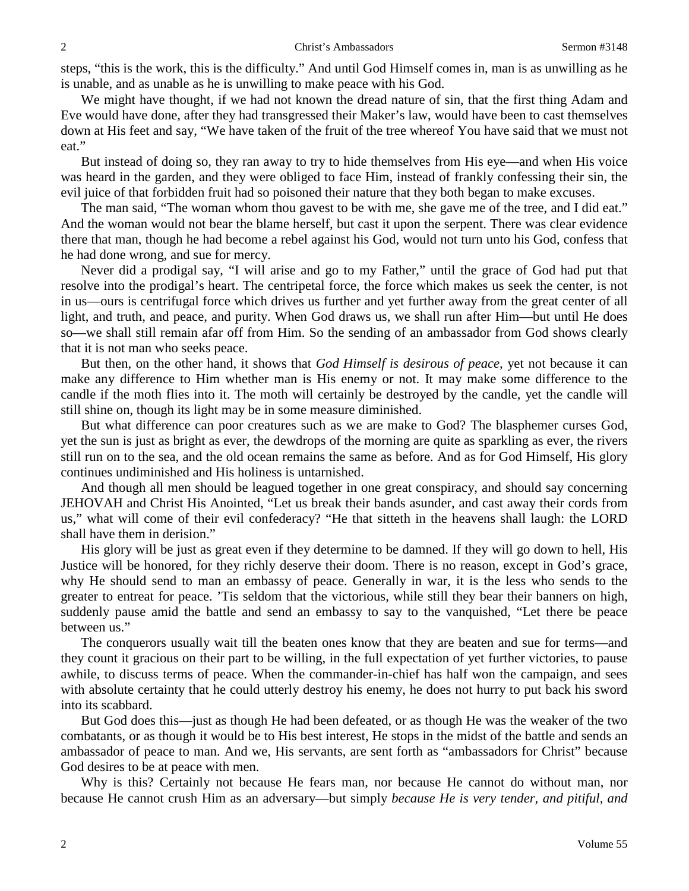steps, "this is the work, this is the difficulty." And until God Himself comes in, man is as unwilling as he is unable, and as unable as he is unwilling to make peace with his God.

We might have thought, if we had not known the dread nature of sin, that the first thing Adam and Eve would have done, after they had transgressed their Maker's law, would have been to cast themselves down at His feet and say, "We have taken of the fruit of the tree whereof You have said that we must not eat."

But instead of doing so, they ran away to try to hide themselves from His eye—and when His voice was heard in the garden, and they were obliged to face Him, instead of frankly confessing their sin, the evil juice of that forbidden fruit had so poisoned their nature that they both began to make excuses.

The man said, "The woman whom thou gavest to be with me, she gave me of the tree, and I did eat." And the woman would not bear the blame herself, but cast it upon the serpent. There was clear evidence there that man, though he had become a rebel against his God, would not turn unto his God, confess that he had done wrong, and sue for mercy.

Never did a prodigal say, "I will arise and go to my Father," until the grace of God had put that resolve into the prodigal's heart. The centripetal force, the force which makes us seek the center, is not in us—ours is centrifugal force which drives us further and yet further away from the great center of all light, and truth, and peace, and purity. When God draws us, we shall run after Him—but until He does so—we shall still remain afar off from Him. So the sending of an ambassador from God shows clearly that it is not man who seeks peace.

But then, on the other hand, it shows that *God Himself is desirous of peace,* yet not because it can make any difference to Him whether man is His enemy or not. It may make some difference to the candle if the moth flies into it. The moth will certainly be destroyed by the candle, yet the candle will still shine on, though its light may be in some measure diminished.

But what difference can poor creatures such as we are make to God? The blasphemer curses God, yet the sun is just as bright as ever, the dewdrops of the morning are quite as sparkling as ever, the rivers still run on to the sea, and the old ocean remains the same as before. And as for God Himself, His glory continues undiminished and His holiness is untarnished.

And though all men should be leagued together in one great conspiracy, and should say concerning JEHOVAH and Christ His Anointed, "Let us break their bands asunder, and cast away their cords from us," what will come of their evil confederacy? "He that sitteth in the heavens shall laugh: the LORD shall have them in derision."

His glory will be just as great even if they determine to be damned. If they will go down to hell, His Justice will be honored, for they richly deserve their doom. There is no reason, except in God's grace, why He should send to man an embassy of peace. Generally in war, it is the less who sends to the greater to entreat for peace. 'Tis seldom that the victorious, while still they bear their banners on high, suddenly pause amid the battle and send an embassy to say to the vanquished, "Let there be peace between us."

The conquerors usually wait till the beaten ones know that they are beaten and sue for terms—and they count it gracious on their part to be willing, in the full expectation of yet further victories, to pause awhile, to discuss terms of peace. When the commander-in-chief has half won the campaign, and sees with absolute certainty that he could utterly destroy his enemy, he does not hurry to put back his sword into its scabbard.

But God does this—just as though He had been defeated, or as though He was the weaker of the two combatants, or as though it would be to His best interest, He stops in the midst of the battle and sends an ambassador of peace to man. And we, His servants, are sent forth as "ambassadors for Christ" because God desires to be at peace with men.

Why is this? Certainly not because He fears man, nor because He cannot do without man, nor because He cannot crush Him as an adversary—but simply *because He is very tender, and pitiful, and*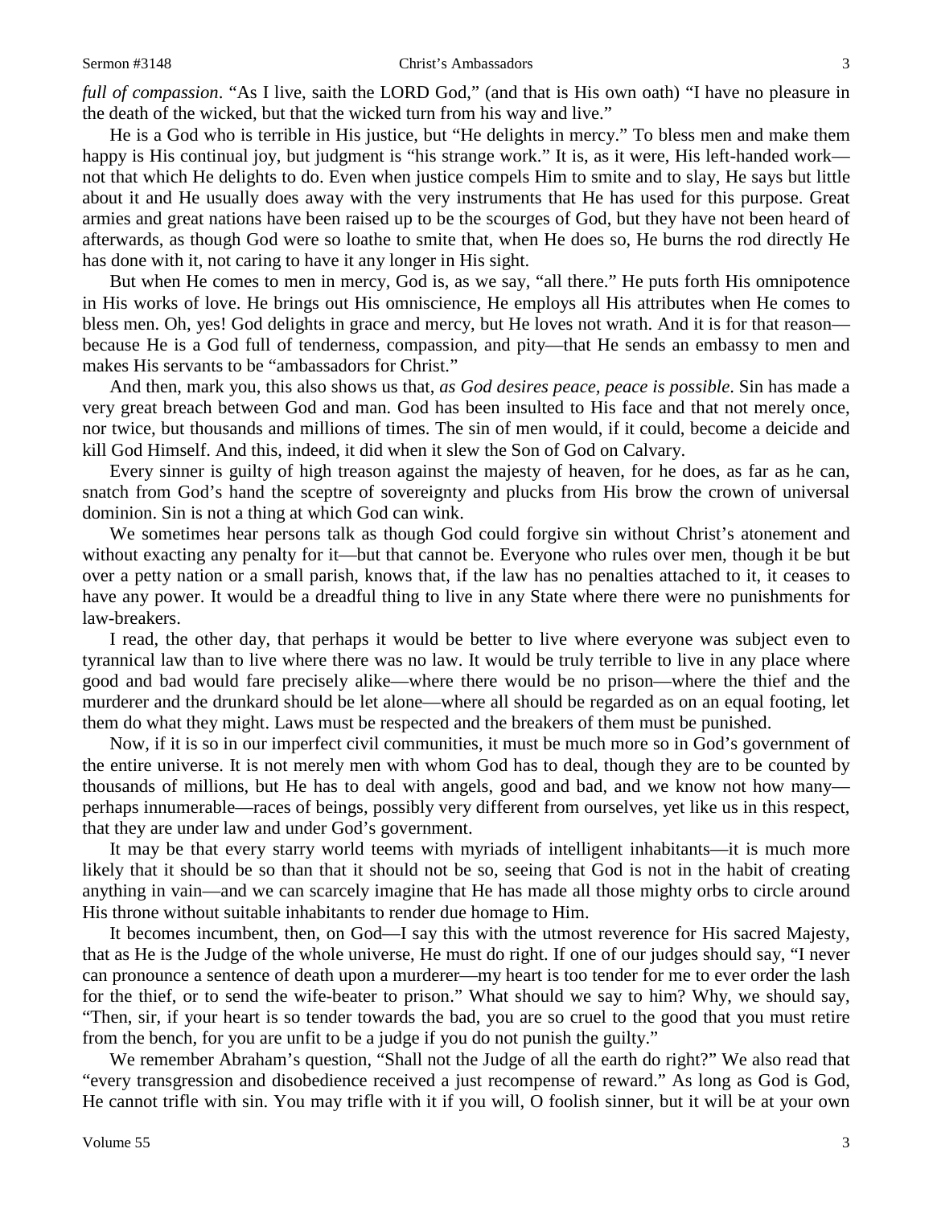*full of compassion*. "As I live, saith the LORD God," (and that is His own oath) "I have no pleasure in the death of the wicked, but that the wicked turn from his way and live."

He is a God who is terrible in His justice, but "He delights in mercy." To bless men and make them happy is His continual joy, but judgment is "his strange work." It is, as it were, His left-handed work—not that which He delights to do. Even when justice compels Him to smite and to slay, He says but little about it and He usually does away with the very instruments that He has used for this purpose. Great armies and great nations have been raised up to be the scourges of God, but they have not been heard of afterwards, as though God were so loathe to smite that, when He does so, He burns the rod directly He has done with it, not caring to have it any longer in His sight.

But when He comes to men in mercy, God is, as we say, "all there." He puts forth His omnipotence in His works of love. He brings out His omniscience, He employs all His attributes when He comes to bless men. Oh, yes! God delights in grace and mercy, but He loves not wrath. And it is for that reason—because He is a God full of tenderness, compassion, and pity—that He sends an embassy to men and makes His servants to be "ambassadors for Christ."

And then, mark you, this also shows us that, *as God desires peace, peace is possible*. Sin has made a very great breach between God and man. God has been insulted to His face and that not merely once, nor twice, but thousands and millions of times. The sin of men would, if it could, become a deicide and kill God Himself. And this, indeed, it did when it slew the Son of God on Calvary.

Every sinner is guilty of high treason against the majesty of heaven, for he does, as far as he can, snatch from God's hand the sceptre of sovereignty and plucks from His brow the crown of universal dominion. Sin is not a thing at which God can wink.

We sometimes hear persons talk as though God could forgive sin without Christ's atonement and without exacting any penalty for it—but that cannot be. Everyone who rules over men, though it be but over a petty nation or a small parish, knows that, if the law has no penalties attached to it, it ceases to have any power. It would be a dreadful thing to live in any State where there were no punishments for law-breakers.

I read, the other day, that perhaps it would be better to live where everyone was subject even to tyrannical law than to live where there was no law. It would be truly terrible to live in any place where good and bad would fare precisely alike—where there would be no prison—where the thief and the murderer and the drunkard should be let alone—where all should be regarded as on an equal footing, let them do what they might. Laws must be respected and the breakers of them must be punished.

Now, if it is so in our imperfect civil communities, it must be much more so in God's government of the entire universe. It is not merely men with whom God has to deal, though they are to be counted by thousands of millions, but He has to deal with angels, good and bad, and we know not how many—perhaps innumerable—races of beings, possibly very different from ourselves, yet like us in this respect, that they are under law and under God's government.

It may be that every starry world teems with myriads of intelligent inhabitants—it is much more likely that it should be so than that it should not be so, seeing that God is not in the habit of creating anything in vain—and we can scarcely imagine that He has made all those mighty orbs to circle around His throne without suitable inhabitants to render due homage to Him.

It becomes incumbent, then, on God—I say this with the utmost reverence for His sacred Majesty, that as He is the Judge of the whole universe, He must do right. If one of our judges should say, "I never can pronounce a sentence of death upon a murderer—my heart is too tender for me to ever order the lash for the thief, or to send the wife-beater to prison." What should we say to him? Why, we should say, "Then, sir, if your heart is so tender towards the bad, you are so cruel to the good that you must retire from the bench, for you are unfit to be a judge if you do not punish the guilty."

We remember Abraham's question, "Shall not the Judge of all the earth do right?" We also read that "every transgression and disobedience received a just recompense of reward." As long as God is God, He cannot trifle with sin. You may trifle with it if you will, O foolish sinner, but it will be at your own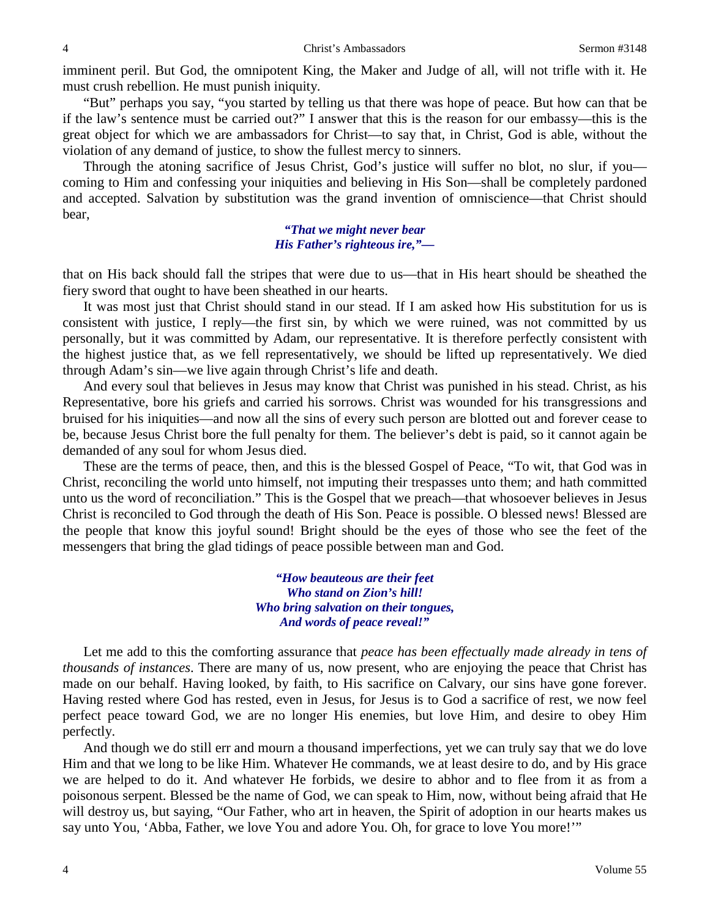imminent peril. But God, the omnipotent King, the Maker and Judge of all, will not trifle with it. He must crush rebellion. He must punish iniquity.

"But" perhaps you say, "you started by telling us that there was hope of peace. But how can that be if the law's sentence must be carried out?" I answer that this is the reason for our embassy—this is the great object for which we are ambassadors for Christ—to say that, in Christ, God is able, without the violation of any demand of justice, to show the fullest mercy to sinners.

Through the atoning sacrifice of Jesus Christ, God's justice will suffer no blot, no slur, if you—coming to Him and confessing your iniquities and believing in His Son—shall be completely pardoned and accepted. Salvation by substitution was the grand invention of omniscience—that Christ should bear,

> ***"That we might never bear***
> ***His Father's righteous ire,"—***

that on His back should fall the stripes that were due to us—that in His heart should be sheathed the fiery sword that ought to have been sheathed in our hearts.

It was most just that Christ should stand in our stead. If I am asked how His substitution for us is consistent with justice, I reply—the first sin, by which we were ruined, was not committed by us personally, but it was committed by Adam, our representative. It is therefore perfectly consistent with the highest justice that, as we fell representatively, we should be lifted up representatively. We died through Adam's sin—we live again through Christ's life and death.

And every soul that believes in Jesus may know that Christ was punished in his stead. Christ, as his Representative, bore his griefs and carried his sorrows. Christ was wounded for his transgressions and bruised for his iniquities—and now all the sins of every such person are blotted out and forever cease to be, because Jesus Christ bore the full penalty for them. The believer's debt is paid, so it cannot again be demanded of any soul for whom Jesus died.

These are the terms of peace, then, and this is the blessed Gospel of Peace, "To wit, that God was in Christ, reconciling the world unto himself, not imputing their trespasses unto them; and hath committed unto us the word of reconciliation." This is the Gospel that we preach—that whosoever believes in Jesus Christ is reconciled to God through the death of His Son. Peace is possible. O blessed news! Blessed are the people that know this joyful sound! Bright should be the eyes of those who see the feet of the messengers that bring the glad tidings of peace possible between man and God.

> ***"How beauteous are their feet***
> ***Who stand on Zion's hill!***
> ***Who bring salvation on their tongues,***
> ***And words of peace reveal!"***

Let me add to this the comforting assurance that *peace has been effectually made already in tens of thousands of instances*. There are many of us, now present, who are enjoying the peace that Christ has made on our behalf. Having looked, by faith, to His sacrifice on Calvary, our sins have gone forever. Having rested where God has rested, even in Jesus, for Jesus is to God a sacrifice of rest, we now feel perfect peace toward God, we are no longer His enemies, but love Him, and desire to obey Him perfectly.

And though we do still err and mourn a thousand imperfections, yet we can truly say that we do love Him and that we long to be like Him. Whatever He commands, we at least desire to do, and by His grace we are helped to do it. And whatever He forbids, we desire to abhor and to flee from it as from a poisonous serpent. Blessed be the name of God, we can speak to Him, now, without being afraid that He will destroy us, but saying, "Our Father, who art in heaven, the Spirit of adoption in our hearts makes us say unto You, 'Abba, Father, we love You and adore You. Oh, for grace to love You more!'"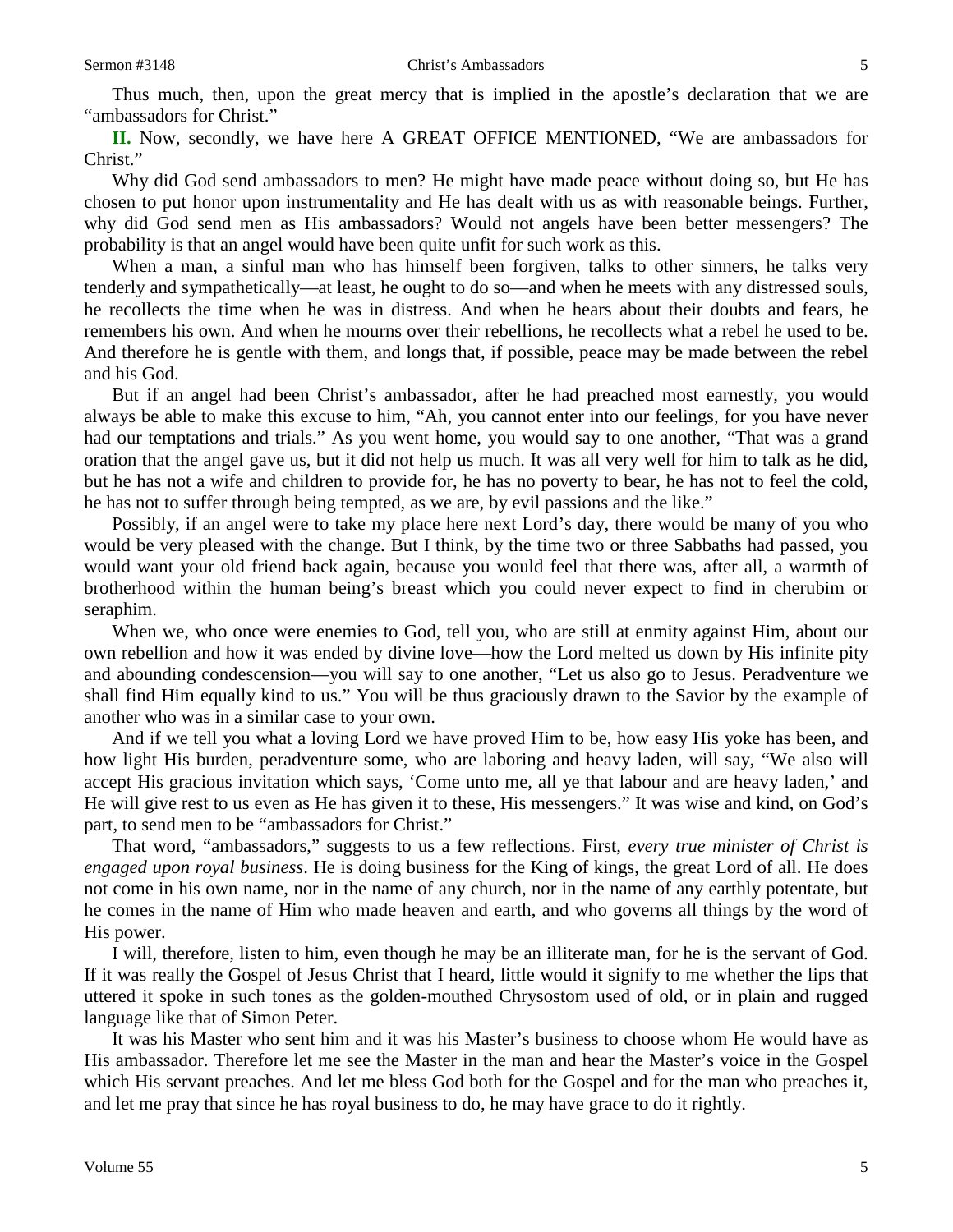Thus much, then, upon the great mercy that is implied in the apostle's declaration that we are "ambassadors for Christ."

**II.** Now, secondly, we have here A GREAT OFFICE MENTIONED, "We are ambassadors for Christ."

Why did God send ambassadors to men? He might have made peace without doing so, but He has chosen to put honor upon instrumentality and He has dealt with us as with reasonable beings. Further, why did God send men as His ambassadors? Would not angels have been better messengers? The probability is that an angel would have been quite unfit for such work as this.

When a man, a sinful man who has himself been forgiven, talks to other sinners, he talks very tenderly and sympathetically—at least, he ought to do so—and when he meets with any distressed souls, he recollects the time when he was in distress. And when he hears about their doubts and fears, he remembers his own. And when he mourns over their rebellions, he recollects what a rebel he used to be. And therefore he is gentle with them, and longs that, if possible, peace may be made between the rebel and his God.

But if an angel had been Christ's ambassador, after he had preached most earnestly, you would always be able to make this excuse to him, "Ah, you cannot enter into our feelings, for you have never had our temptations and trials." As you went home, you would say to one another, "That was a grand oration that the angel gave us, but it did not help us much. It was all very well for him to talk as he did, but he has not a wife and children to provide for, he has no poverty to bear, he has not to feel the cold, he has not to suffer through being tempted, as we are, by evil passions and the like."

Possibly, if an angel were to take my place here next Lord's day, there would be many of you who would be very pleased with the change. But I think, by the time two or three Sabbaths had passed, you would want your old friend back again, because you would feel that there was, after all, a warmth of brotherhood within the human being's breast which you could never expect to find in cherubim or seraphim.

When we, who once were enemies to God, tell you, who are still at enmity against Him, about our own rebellion and how it was ended by divine love—how the Lord melted us down by His infinite pity and abounding condescension—you will say to one another, "Let us also go to Jesus. Peradventure we shall find Him equally kind to us." You will be thus graciously drawn to the Savior by the example of another who was in a similar case to your own.

And if we tell you what a loving Lord we have proved Him to be, how easy His yoke has been, and how light His burden, peradventure some, who are laboring and heavy laden, will say, "We also will accept His gracious invitation which says, 'Come unto me, all ye that labour and are heavy laden,' and He will give rest to us even as He has given it to these, His messengers." It was wise and kind, on God's part, to send men to be "ambassadors for Christ."

That word, "ambassadors," suggests to us a few reflections. First, *every true minister of Christ is engaged upon royal business*. He is doing business for the King of kings, the great Lord of all. He does not come in his own name, nor in the name of any church, nor in the name of any earthly potentate, but he comes in the name of Him who made heaven and earth, and who governs all things by the word of His power.

I will, therefore, listen to him, even though he may be an illiterate man, for he is the servant of God. If it was really the Gospel of Jesus Christ that I heard, little would it signify to me whether the lips that uttered it spoke in such tones as the golden-mouthed Chrysostom used of old, or in plain and rugged language like that of Simon Peter.

It was his Master who sent him and it was his Master's business to choose whom He would have as His ambassador. Therefore let me see the Master in the man and hear the Master's voice in the Gospel which His servant preaches. And let me bless God both for the Gospel and for the man who preaches it, and let me pray that since he has royal business to do, he may have grace to do it rightly.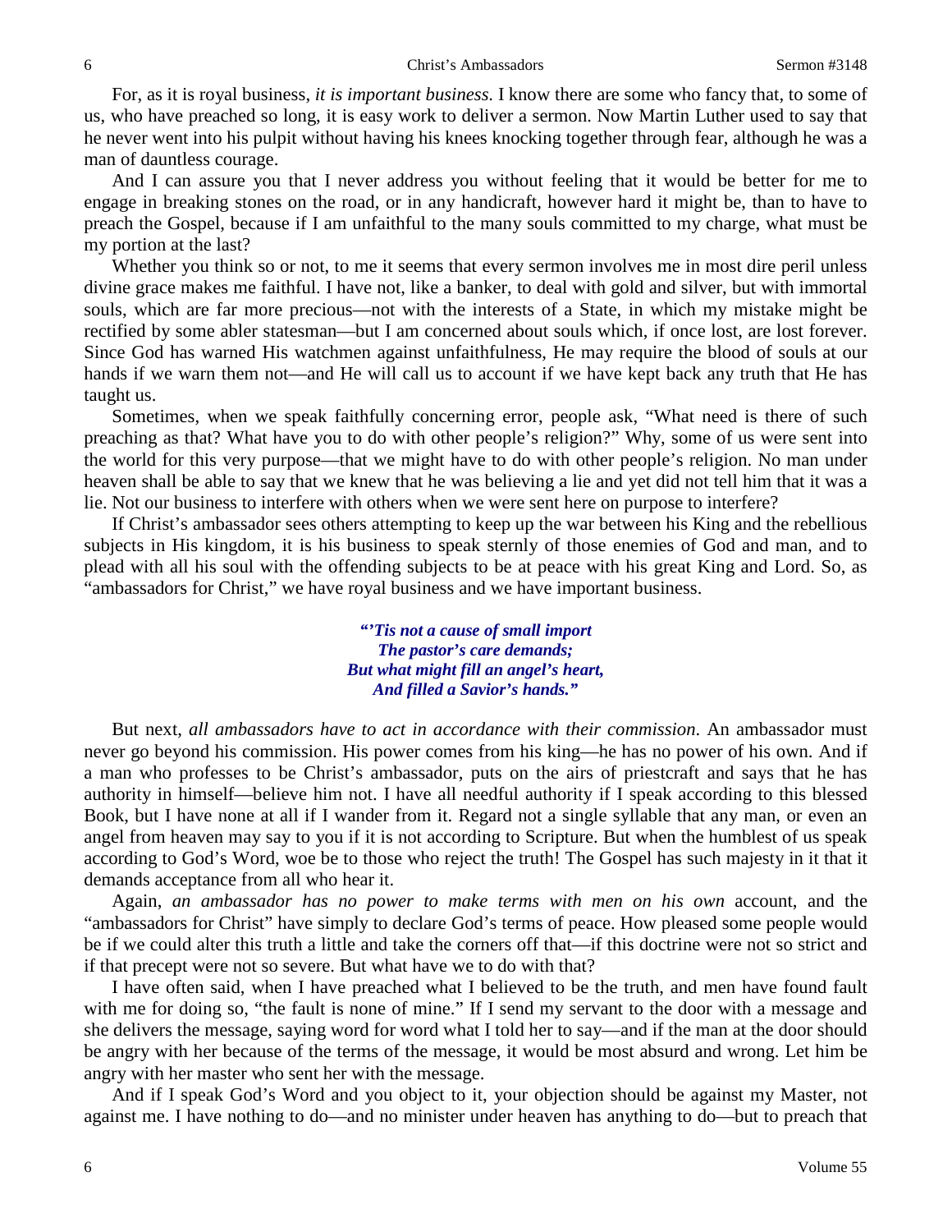For, as it is royal business, *it is important business*. I know there are some who fancy that, to some of us, who have preached so long, it is easy work to deliver a sermon. Now Martin Luther used to say that he never went into his pulpit without having his knees knocking together through fear, although he was a man of dauntless courage.

And I can assure you that I never address you without feeling that it would be better for me to engage in breaking stones on the road, or in any handicraft, however hard it might be, than to have to preach the Gospel, because if I am unfaithful to the many souls committed to my charge, what must be my portion at the last?

Whether you think so or not, to me it seems that every sermon involves me in most dire peril unless divine grace makes me faithful. I have not, like a banker, to deal with gold and silver, but with immortal souls, which are far more precious—not with the interests of a State, in which my mistake might be rectified by some abler statesman—but I am concerned about souls which, if once lost, are lost forever. Since God has warned His watchmen against unfaithfulness, He may require the blood of souls at our hands if we warn them not—and He will call us to account if we have kept back any truth that He has taught us.

Sometimes, when we speak faithfully concerning error, people ask, "What need is there of such preaching as that? What have you to do with other people's religion?" Why, some of us were sent into the world for this very purpose—that we might have to do with other people's religion. No man under heaven shall be able to say that we knew that he was believing a lie and yet did not tell him that it was a lie. Not our business to interfere with others when we were sent here on purpose to interfere?

If Christ's ambassador sees others attempting to keep up the war between his King and the rebellious subjects in His kingdom, it is his business to speak sternly of those enemies of God and man, and to plead with all his soul with the offending subjects to be at peace with his great King and Lord. So, as "ambassadors for Christ," we have royal business and we have important business.

> ***"'Tis not a cause of small import***
> ***The pastor's care demands;***
> ***But what might fill an angel's heart,***
> ***And filled a Savior's hands."***

But next, *all ambassadors have to act in accordance with their commission*. An ambassador must never go beyond his commission. His power comes from his king—he has no power of his own. And if a man who professes to be Christ's ambassador, puts on the airs of priestcraft and says that he has authority in himself—believe him not. I have all needful authority if I speak according to this blessed Book, but I have none at all if I wander from it. Regard not a single syllable that any man, or even an angel from heaven may say to you if it is not according to Scripture. But when the humblest of us speak according to God's Word, woe be to those who reject the truth! The Gospel has such majesty in it that it demands acceptance from all who hear it.

Again, *an ambassador has no power to make terms with men on his own* account, and the "ambassadors for Christ" have simply to declare God's terms of peace. How pleased some people would be if we could alter this truth a little and take the corners off that—if this doctrine were not so strict and if that precept were not so severe. But what have we to do with that?

I have often said, when I have preached what I believed to be the truth, and men have found fault with me for doing so, "the fault is none of mine." If I send my servant to the door with a message and she delivers the message, saying word for word what I told her to say—and if the man at the door should be angry with her because of the terms of the message, it would be most absurd and wrong. Let him be angry with her master who sent her with the message.

And if I speak God's Word and you object to it, your objection should be against my Master, not against me. I have nothing to do—and no minister under heaven has anything to do—but to preach that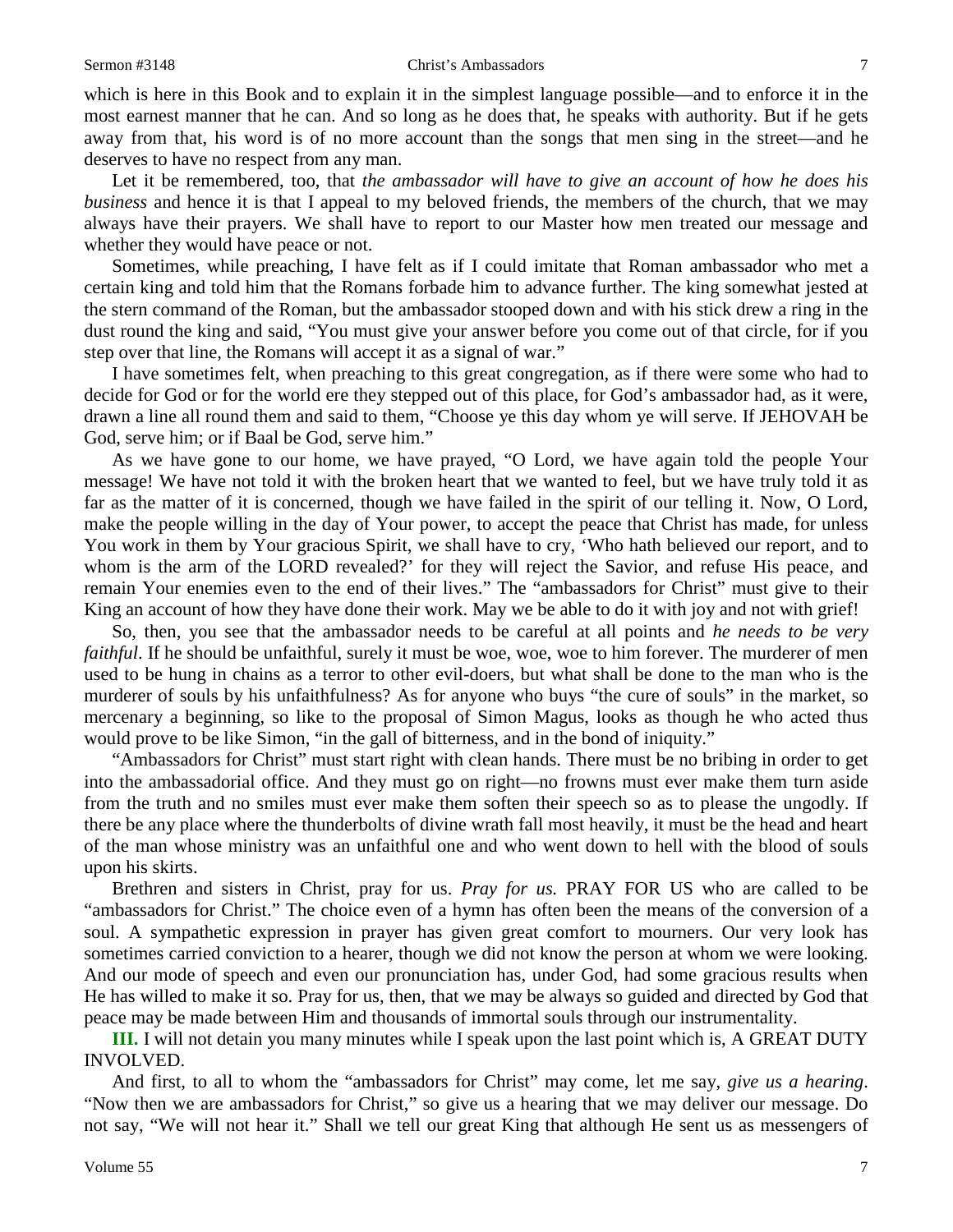which is here in this Book and to explain it in the simplest language possible—and to enforce it in the most earnest manner that he can. And so long as he does that, he speaks with authority. But if he gets away from that, his word is of no more account than the songs that men sing in the street—and he deserves to have no respect from any man.

Let it be remembered, too, that *the ambassador will have to give an account of how he does his business* and hence it is that I appeal to my beloved friends, the members of the church, that we may always have their prayers. We shall have to report to our Master how men treated our message and whether they would have peace or not.

Sometimes, while preaching, I have felt as if I could imitate that Roman ambassador who met a certain king and told him that the Romans forbade him to advance further. The king somewhat jested at the stern command of the Roman, but the ambassador stooped down and with his stick drew a ring in the dust round the king and said, "You must give your answer before you come out of that circle, for if you step over that line, the Romans will accept it as a signal of war."

I have sometimes felt, when preaching to this great congregation, as if there were some who had to decide for God or for the world ere they stepped out of this place, for God's ambassador had, as it were, drawn a line all round them and said to them, "Choose ye this day whom ye will serve. If JEHOVAH be God, serve him; or if Baal be God, serve him."

As we have gone to our home, we have prayed, "O Lord, we have again told the people Your message! We have not told it with the broken heart that we wanted to feel, but we have truly told it as far as the matter of it is concerned, though we have failed in the spirit of our telling it. Now, O Lord, make the people willing in the day of Your power, to accept the peace that Christ has made, for unless You work in them by Your gracious Spirit, we shall have to cry, 'Who hath believed our report, and to whom is the arm of the LORD revealed?' for they will reject the Savior, and refuse His peace, and remain Your enemies even to the end of their lives." The "ambassadors for Christ" must give to their King an account of how they have done their work. May we be able to do it with joy and not with grief!

So, then, you see that the ambassador needs to be careful at all points and *he needs to be very faithful*. If he should be unfaithful, surely it must be woe, woe, woe to him forever. The murderer of men used to be hung in chains as a terror to other evil-doers, but what shall be done to the man who is the murderer of souls by his unfaithfulness? As for anyone who buys "the cure of souls" in the market, so mercenary a beginning, so like to the proposal of Simon Magus, looks as though he who acted thus would prove to be like Simon, "in the gall of bitterness, and in the bond of iniquity."

"Ambassadors for Christ" must start right with clean hands. There must be no bribing in order to get into the ambassadorial office. And they must go on right—no frowns must ever make them turn aside from the truth and no smiles must ever make them soften their speech so as to please the ungodly. If there be any place where the thunderbolts of divine wrath fall most heavily, it must be the head and heart of the man whose ministry was an unfaithful one and who went down to hell with the blood of souls upon his skirts.

Brethren and sisters in Christ, pray for us. *Pray for us.* PRAY FOR US who are called to be "ambassadors for Christ." The choice even of a hymn has often been the means of the conversion of a soul. A sympathetic expression in prayer has given great comfort to mourners. Our very look has sometimes carried conviction to a hearer, though we did not know the person at whom we were looking. And our mode of speech and even our pronunciation has, under God, had some gracious results when He has willed to make it so. Pray for us, then, that we may be always so guided and directed by God that peace may be made between Him and thousands of immortal souls through our instrumentality.

**III.** I will not detain you many minutes while I speak upon the last point which is, A GREAT DUTY INVOLVED.

And first, to all to whom the "ambassadors for Christ" may come, let me say, *give us a hearing*. "Now then we are ambassadors for Christ," so give us a hearing that we may deliver our message. Do not say, "We will not hear it." Shall we tell our great King that although He sent us as messengers of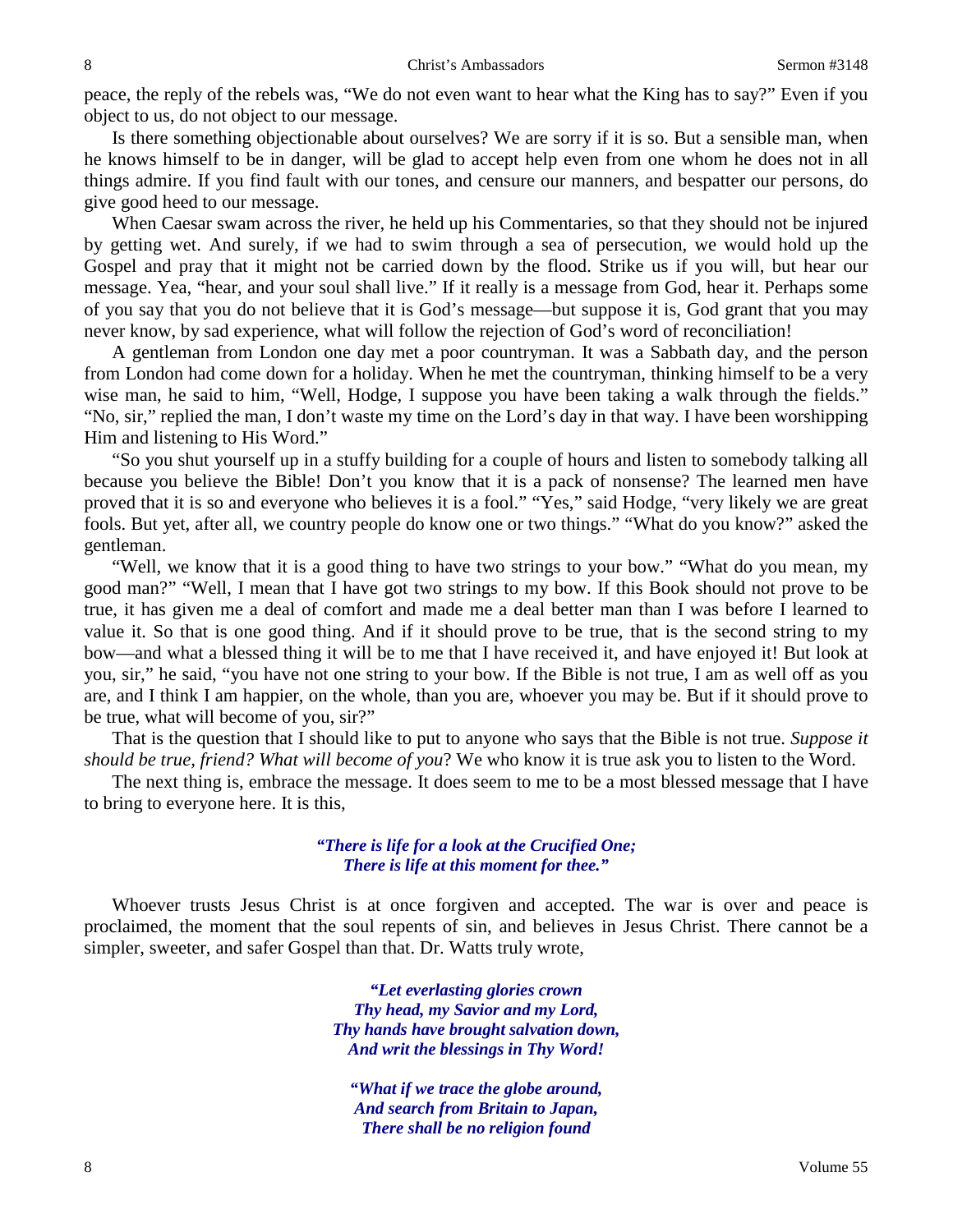peace, the reply of the rebels was, "We do not even want to hear what the King has to say?" Even if you object to us, do not object to our message.

Is there something objectionable about ourselves? We are sorry if it is so. But a sensible man, when he knows himself to be in danger, will be glad to accept help even from one whom he does not in all things admire. If you find fault with our tones, and censure our manners, and bespatter our persons, do give good heed to our message.

When Caesar swam across the river, he held up his Commentaries, so that they should not be injured by getting wet. And surely, if we had to swim through a sea of persecution, we would hold up the Gospel and pray that it might not be carried down by the flood. Strike us if you will, but hear our message. Yea, "hear, and your soul shall live." If it really is a message from God, hear it. Perhaps some of you say that you do not believe that it is God's message—but suppose it is, God grant that you may never know, by sad experience, what will follow the rejection of God's word of reconciliation!

A gentleman from London one day met a poor countryman. It was a Sabbath day, and the person from London had come down for a holiday. When he met the countryman, thinking himself to be a very wise man, he said to him, "Well, Hodge, I suppose you have been taking a walk through the fields." "No, sir," replied the man, I don't waste my time on the Lord's day in that way. I have been worshipping Him and listening to His Word."

"So you shut yourself up in a stuffy building for a couple of hours and listen to somebody talking all because you believe the Bible! Don't you know that it is a pack of nonsense? The learned men have proved that it is so and everyone who believes it is a fool." "Yes," said Hodge, "very likely we are great fools. But yet, after all, we country people do know one or two things." "What do you know?" asked the gentleman.

"Well, we know that it is a good thing to have two strings to your bow." "What do you mean, my good man?" "Well, I mean that I have got two strings to my bow. If this Book should not prove to be true, it has given me a deal of comfort and made me a deal better man than I was before I learned to value it. So that is one good thing. And if it should prove to be true, that is the second string to my bow—and what a blessed thing it will be to me that I have received it, and have enjoyed it! But look at you, sir," he said, "you have not one string to your bow. If the Bible is not true, I am as well off as you are, and I think I am happier, on the whole, than you are, whoever you may be. But if it should prove to be true, what will become of you, sir?"

That is the question that I should like to put to anyone who says that the Bible is not true. *Suppose it should be true, friend? What will become of you*? We who know it is true ask you to listen to the Word.

The next thing is, embrace the message. It does seem to me to be a most blessed message that I have to bring to everyone here. It is this,

> ***"There is life for a look at the Crucified One;***
> ***There is life at this moment for thee."***

Whoever trusts Jesus Christ is at once forgiven and accepted. The war is over and peace is proclaimed, the moment that the soul repents of sin, and believes in Jesus Christ. There cannot be a simpler, sweeter, and safer Gospel than that. Dr. Watts truly wrote,

> ***"Let everlasting glories crown***
> ***Thy head, my Savior and my Lord,***
> ***Thy hands have brought salvation down,***
> ***And writ the blessings in Thy Word!***
>
> ***"What if we trace the globe around,***
> ***And search from Britain to Japan,***
> ***There shall be no religion found***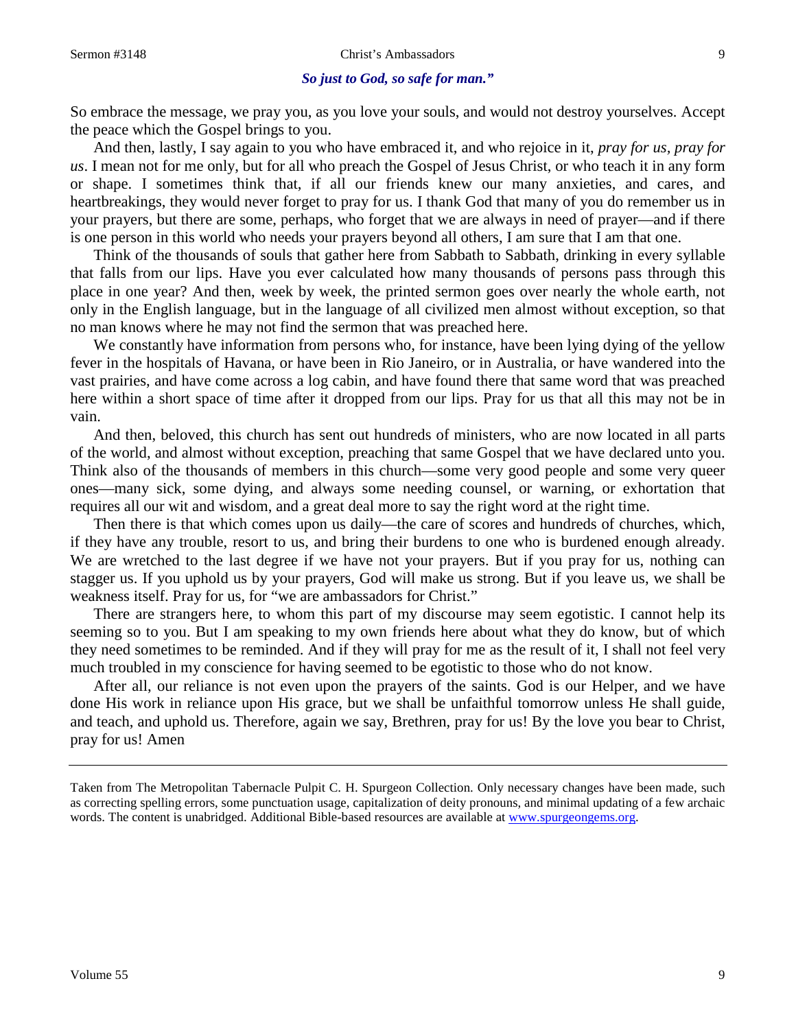***So just to God, so safe for man."***

So embrace the message, we pray you, as you love your souls, and would not destroy yourselves. Accept the peace which the Gospel brings to you.

And then, lastly, I say again to you who have embraced it, and who rejoice in it, *pray for us, pray for us*. I mean not for me only, but for all who preach the Gospel of Jesus Christ, or who teach it in any form or shape. I sometimes think that, if all our friends knew our many anxieties, and cares, and heartbreakings, they would never forget to pray for us. I thank God that many of you do remember us in your prayers, but there are some, perhaps, who forget that we are always in need of prayer—and if there is one person in this world who needs your prayers beyond all others, I am sure that I am that one.

Think of the thousands of souls that gather here from Sabbath to Sabbath, drinking in every syllable that falls from our lips. Have you ever calculated how many thousands of persons pass through this place in one year? And then, week by week, the printed sermon goes over nearly the whole earth, not only in the English language, but in the language of all civilized men almost without exception, so that no man knows where he may not find the sermon that was preached here.

We constantly have information from persons who, for instance, have been lying dying of the yellow fever in the hospitals of Havana, or have been in Rio Janeiro, or in Australia, or have wandered into the vast prairies, and have come across a log cabin, and have found there that same word that was preached here within a short space of time after it dropped from our lips. Pray for us that all this may not be in vain.

And then, beloved, this church has sent out hundreds of ministers, who are now located in all parts of the world, and almost without exception, preaching that same Gospel that we have declared unto you. Think also of the thousands of members in this church—some very good people and some very queer ones—many sick, some dying, and always some needing counsel, or warning, or exhortation that requires all our wit and wisdom, and a great deal more to say the right word at the right time.

Then there is that which comes upon us daily—the care of scores and hundreds of churches, which, if they have any trouble, resort to us, and bring their burdens to one who is burdened enough already. We are wretched to the last degree if we have not your prayers. But if you pray for us, nothing can stagger us. If you uphold us by your prayers, God will make us strong. But if you leave us, we shall be weakness itself. Pray for us, for "we are ambassadors for Christ."

There are strangers here, to whom this part of my discourse may seem egotistic. I cannot help its seeming so to you. But I am speaking to my own friends here about what they do know, but of which they need sometimes to be reminded. And if they will pray for me as the result of it, I shall not feel very much troubled in my conscience for having seemed to be egotistic to those who do not know.

After all, our reliance is not even upon the prayers of the saints. God is our Helper, and we have done His work in reliance upon His grace, but we shall be unfaithful tomorrow unless He shall guide, and teach, and uphold us. Therefore, again we say, Brethren, pray for us! By the love you bear to Christ, pray for us! Amen

---

Taken from The Metropolitan Tabernacle Pulpit C. H. Spurgeon Collection. Only necessary changes have been made, such as correcting spelling errors, some punctuation usage, capitalization of deity pronouns, and minimal updating of a few archaic words. The content is unabridged. Additional Bible-based resources are available at www.spurgeongems.org.